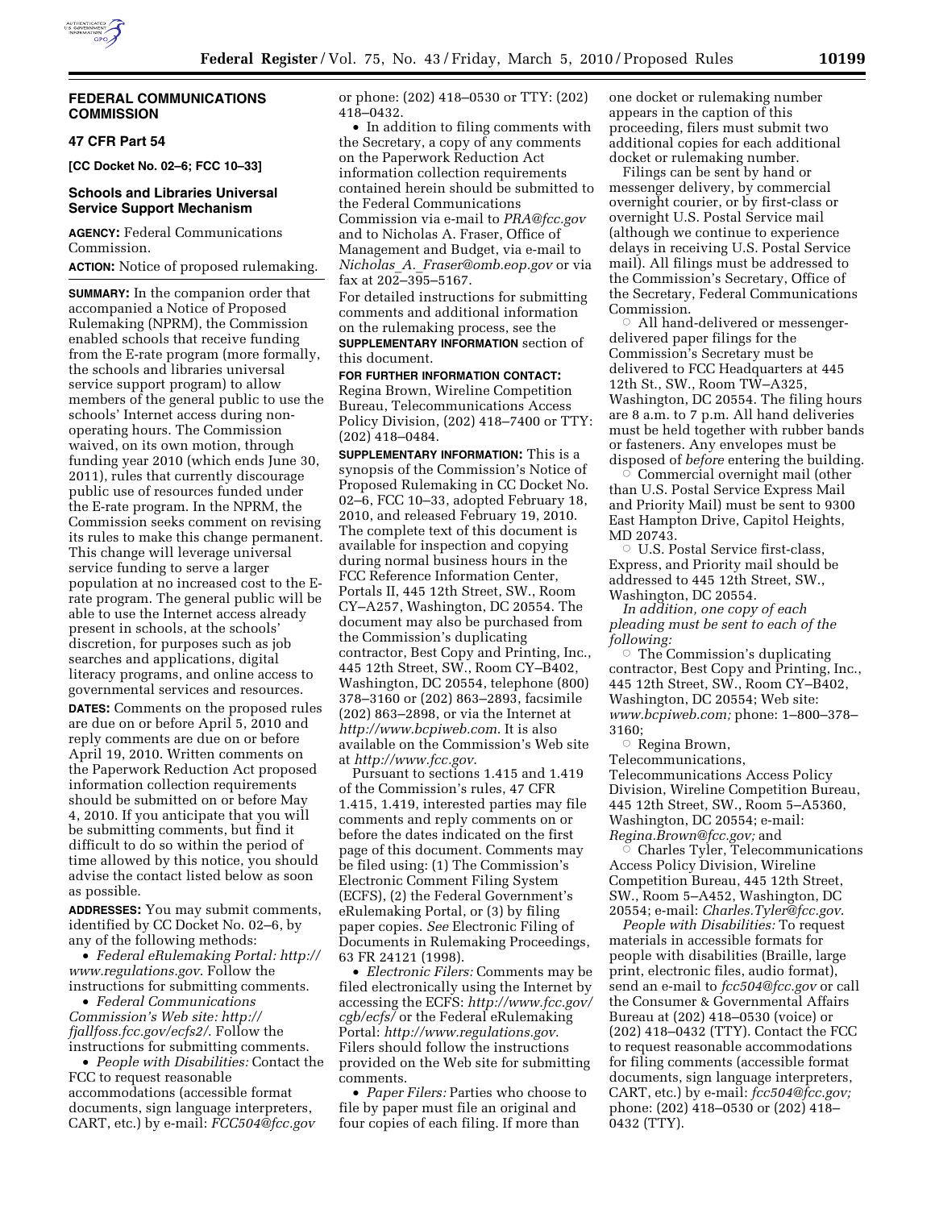# FEDERAL COMMUNICATIONS COMMISSION

## 47 CFR Part 54

**[CC Docket No. 02–6; FCC 10–33]**

## Schools and Libraries Universal Service Support Mechanism

**AGENCY:** Federal Communications Commission.

**ACTION:** Notice of proposed rulemaking.

**SUMMARY:** In the companion order that accompanied a Notice of Proposed Rulemaking (NPRM), the Commission enabled schools that receive funding from the E-rate program (more formally, the schools and libraries universal service support program) to allow members of the general public to use the schools' Internet access during non-operating hours. The Commission waived, on its own motion, through funding year 2010 (which ends June 30, 2011), rules that currently discourage public use of resources funded under the E-rate program. In the NPRM, the Commission seeks comment on revising its rules to make this change permanent. This change will leverage universal service funding to serve a larger population at no increased cost to the E-rate program. The general public will be able to use the Internet access already present in schools, at the schools' discretion, for purposes such as job searches and applications, digital literacy programs, and online access to governmental services and resources.

**DATES:** Comments on the proposed rules are due on or before April 5, 2010 and reply comments are due on or before April 19, 2010. Written comments on the Paperwork Reduction Act proposed information collection requirements should be submitted on or before May 4, 2010. If you anticipate that you will be submitting comments, but find it difficult to do so within the period of time allowed by this notice, you should advise the contact listed below as soon as possible.

**ADDRESSES:** You may submit comments, identified by CC Docket No. 02–6, by any of the following methods:

- *Federal eRulemaking Portal: http://www.regulations.gov*. Follow the instructions for submitting comments.
- *Federal Communications Commission's Web site: http://fjallfoss.fcc.gov/ecfs2/*. Follow the instructions for submitting comments.
- *People with Disabilities:* Contact the FCC to request reasonable accommodations (accessible format documents, sign language interpreters, CART, etc.) by e-mail: *FCC504@fcc.gov* or phone: (202) 418–0530 or TTY: (202) 418–0432.
- In addition to filing comments with the Secretary, a copy of any comments on the Paperwork Reduction Act information collection requirements contained herein should be submitted to the Federal Communications Commission via e-mail to *PRA@fcc.gov* and to Nicholas A. Fraser, Office of Management and Budget, via e-mail to *Nicholas_A._Fraser@omb.eop.gov* or via fax at 202–395–5167.

For detailed instructions for submitting comments and additional information on the rulemaking process, see the **SUPPLEMENTARY INFORMATION** section of this document.

**FOR FURTHER INFORMATION CONTACT:** Regina Brown, Wireline Competition Bureau, Telecommunications Access Policy Division, (202) 418–7400 or TTY: (202) 418–0484.

**SUPPLEMENTARY INFORMATION:** This is a synopsis of the Commission's Notice of Proposed Rulemaking in CC Docket No. 02–6, FCC 10–33, adopted February 18, 2010, and released February 19, 2010. The complete text of this document is available for inspection and copying during normal business hours in the FCC Reference Information Center, Portals II, 445 12th Street, SW., Room CY–A257, Washington, DC 20554. The document may also be purchased from the Commission's duplicating contractor, Best Copy and Printing, Inc., 445 12th Street, SW., Room CY–B402, Washington, DC 20554, telephone (800) 378–3160 or (202) 863–2893, facsimile (202) 863–2898, or via the Internet at *http://www.bcpiweb.com*. It is also available on the Commission's Web site at *http://www.fcc.gov*.

Pursuant to sections 1.415 and 1.419 of the Commission's rules, 47 CFR 1.415, 1.419, interested parties may file comments and reply comments on or before the dates indicated on the first page of this document. Comments may be filed using: (1) The Commission's Electronic Comment Filing System (ECFS), (2) the Federal Government's eRulemaking Portal, or (3) by filing paper copies. *See* Electronic Filing of Documents in Rulemaking Proceedings, 63 FR 24121 (1998).

- *Electronic Filers:* Comments may be filed electronically using the Internet by accessing the ECFS: *http://www.fcc.gov/cgb/ecfs/* or the Federal eRulemaking Portal: *http://www.regulations.gov*. Filers should follow the instructions provided on the Web site for submitting comments.
- *Paper Filers:* Parties who choose to file by paper must file an original and four copies of each filing. If more than one docket or rulemaking number appears in the caption of this proceeding, filers must submit two additional copies for each additional docket or rulemaking number.

Filings can be sent by hand or messenger delivery, by commercial overnight courier, or by first-class or overnight U.S. Postal Service mail (although we continue to experience delays in receiving U.S. Postal Service mail). All filings must be addressed to the Commission's Secretary, Office of the Secretary, Federal Communications Commission.

- All hand-delivered or messenger-delivered paper filings for the Commission's Secretary must be delivered to FCC Headquarters at 445 12th St., SW., Room TW–A325, Washington, DC 20554. The filing hours are 8 a.m. to 7 p.m. All hand deliveries must be held together with rubber bands or fasteners. Any envelopes must be disposed of *before* entering the building.
- Commercial overnight mail (other than U.S. Postal Service Express Mail and Priority Mail) must be sent to 9300 East Hampton Drive, Capitol Heights, MD 20743.
- U.S. Postal Service first-class, Express, and Priority mail should be addressed to 445 12th Street, SW., Washington, DC 20554.

*In addition, one copy of each pleading must be sent to each of the following:*

- The Commission's duplicating contractor, Best Copy and Printing, Inc., 445 12th Street, SW., Room CY–B402, Washington, DC 20554; Web site: *www.bcpiweb.com;* phone: 1–800–378–3160;
- Regina Brown, Telecommunications, Telecommunications Access Policy Division, Wireline Competition Bureau, 445 12th Street, SW., Room 5–A5360, Washington, DC 20554; e-mail: *Regina.Brown@fcc.gov;* and
- Charles Tyler, Telecommunications Access Policy Division, Wireline Competition Bureau, 445 12th Street, SW., Room 5–A452, Washington, DC 20554; e-mail: *Charles.Tyler@fcc.gov*.

*People with Disabilities:* To request materials in accessible formats for people with disabilities (Braille, large print, electronic files, audio format), send an e-mail to *fcc504@fcc.gov* or call the Consumer & Governmental Affairs Bureau at (202) 418–0530 (voice) or (202) 418–0432 (TTY). Contact the FCC to request reasonable accommodations for filing comments (accessible format documents, sign language interpreters, CART, etc.) by e-mail: *fcc504@fcc.gov;* phone: (202) 418–0530 or (202) 418–0432 (TTY).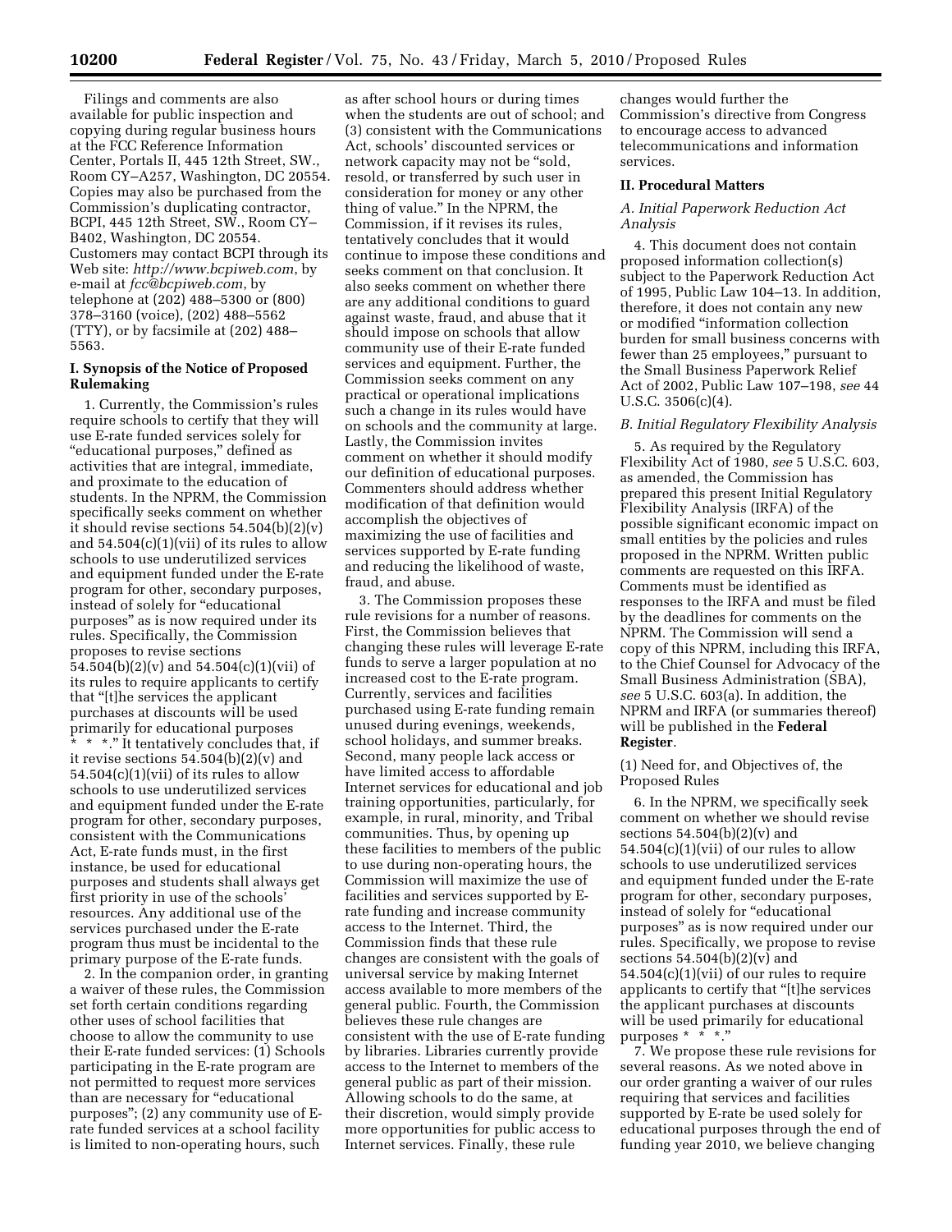Filings and comments are also available for public inspection and copying during regular business hours at the FCC Reference Information Center, Portals II, 445 12th Street, SW., Room CY–A257, Washington, DC 20554. Copies may also be purchased from the Commission's duplicating contractor, BCPI, 445 12th Street, SW., Room CY–B402, Washington, DC 20554. Customers may contact BCPI through its Web site: *http://www.bcpiweb.com*, by e-mail at *fcc@bcpiweb.com*, by telephone at (202) 488–5300 or (800) 378–3160 (voice), (202) 488–5562 (TTY), or by facsimile at (202) 488–5563.

## I. Synopsis of the Notice of Proposed Rulemaking

1. Currently, the Commission's rules require schools to certify that they will use E-rate funded services solely for "educational purposes," defined as activities that are integral, immediate, and proximate to the education of students. In the NPRM, the Commission specifically seeks comment on whether it should revise sections 54.504(b)(2)(v) and 54.504(c)(1)(vii) of its rules to allow schools to use underutilized services and equipment funded under the E-rate program for other, secondary purposes, instead of solely for "educational purposes" as is now required under its rules. Specifically, the Commission proposes to revise sections 54.504(b)(2)(v) and 54.504(c)(1)(vii) of its rules to require applicants to certify that "[t]he services the applicant purchases at discounts will be used primarily for educational purposes * * *." It tentatively concludes that, if it revise sections 54.504(b)(2)(v) and 54.504(c)(1)(vii) of its rules to allow schools to use underutilized services and equipment funded under the E-rate program for other, secondary purposes, consistent with the Communications Act, E-rate funds must, in the first instance, be used for educational purposes and students shall always get first priority in use of the schools' resources. Any additional use of the services purchased under the E-rate program thus must be incidental to the primary purpose of the E-rate funds.

2. In the companion order, in granting a waiver of these rules, the Commission set forth certain conditions regarding other uses of school facilities that choose to allow the community to use their E-rate funded services: (1) Schools participating in the E-rate program are not permitted to request more services than are necessary for "educational purposes"; (2) any community use of E-rate funded services at a school facility is limited to non-operating hours, such as after school hours or during times when the students are out of school; and (3) consistent with the Communications Act, schools' discounted services or network capacity may not be "sold, resold, or transferred by such user in consideration for money or any other thing of value." In the NPRM, the Commission, if it revises its rules, tentatively concludes that it would continue to impose these conditions and seeks comment on that conclusion. It also seeks comment on whether there are any additional conditions to guard against waste, fraud, and abuse that it should impose on schools that allow community use of their E-rate funded services and equipment. Further, the Commission seeks comment on any practical or operational implications such a change in its rules would have on schools and the community at large. Lastly, the Commission invites comment on whether it should modify our definition of educational purposes. Commenters should address whether modification of that definition would accomplish the objectives of maximizing the use of facilities and services supported by E-rate funding and reducing the likelihood of waste, fraud, and abuse.

3. The Commission proposes these rule revisions for a number of reasons. First, the Commission believes that changing these rules will leverage E-rate funds to serve a larger population at no increased cost to the E-rate program. Currently, services and facilities purchased using E-rate funding remain unused during evenings, weekends, school holidays, and summer breaks. Second, many people lack access or have limited access to affordable Internet services for educational and job training opportunities, particularly, for example, in rural, minority, and Tribal communities. Thus, by opening up these facilities to members of the public to use during non-operating hours, the Commission will maximize the use of facilities and services supported by E-rate funding and increase community access to the Internet. Third, the Commission finds that these rule changes are consistent with the goals of universal service by making Internet access available to more members of the general public. Fourth, the Commission believes these rule changes are consistent with the use of E-rate funding by libraries. Libraries currently provide access to the Internet to members of the general public as part of their mission. Allowing schools to do the same, at their discretion, would simply provide more opportunities for public access to Internet services. Finally, these rule changes would further the Commission's directive from Congress to encourage access to advanced telecommunications and information services.

## II. Procedural Matters

### *A. Initial Paperwork Reduction Act Analysis*

4. This document does not contain proposed information collection(s) subject to the Paperwork Reduction Act of 1995, Public Law 104–13. In addition, therefore, it does not contain any new or modified "information collection burden for small business concerns with fewer than 25 employees," pursuant to the Small Business Paperwork Relief Act of 2002, Public Law 107–198, *see* 44 U.S.C. 3506(c)(4).

### *B. Initial Regulatory Flexibility Analysis*

5. As required by the Regulatory Flexibility Act of 1980, *see* 5 U.S.C. 603, as amended, the Commission has prepared this present Initial Regulatory Flexibility Analysis (IRFA) of the possible significant economic impact on small entities by the policies and rules proposed in the NPRM. Written public comments are requested on this IRFA. Comments must be identified as responses to the IRFA and must be filed by the deadlines for comments on the NPRM. The Commission will send a copy of this NPRM, including this IRFA, to the Chief Counsel for Advocacy of the Small Business Administration (SBA), *see* 5 U.S.C. 603(a). In addition, the NPRM and IRFA (or summaries thereof) will be published in the **Federal Register**.

#### (1) Need for, and Objectives of, the Proposed Rules

6. In the NPRM, we specifically seek comment on whether we should revise sections 54.504(b)(2)(v) and 54.504(c)(1)(vii) of our rules to allow schools to use underutilized services and equipment funded under the E-rate program for other, secondary purposes, instead of solely for "educational purposes" as is now required under our rules. Specifically, we propose to revise sections 54.504(b)(2)(v) and 54.504(c)(1)(vii) of our rules to require applicants to certify that "[t]he services the applicant purchases at discounts will be used primarily for educational purposes * * *."

7. We propose these rule revisions for several reasons. As we noted above in our order granting a waiver of our rules requiring that services and facilities supported by E-rate be used solely for educational purposes through the end of funding year 2010, we believe changing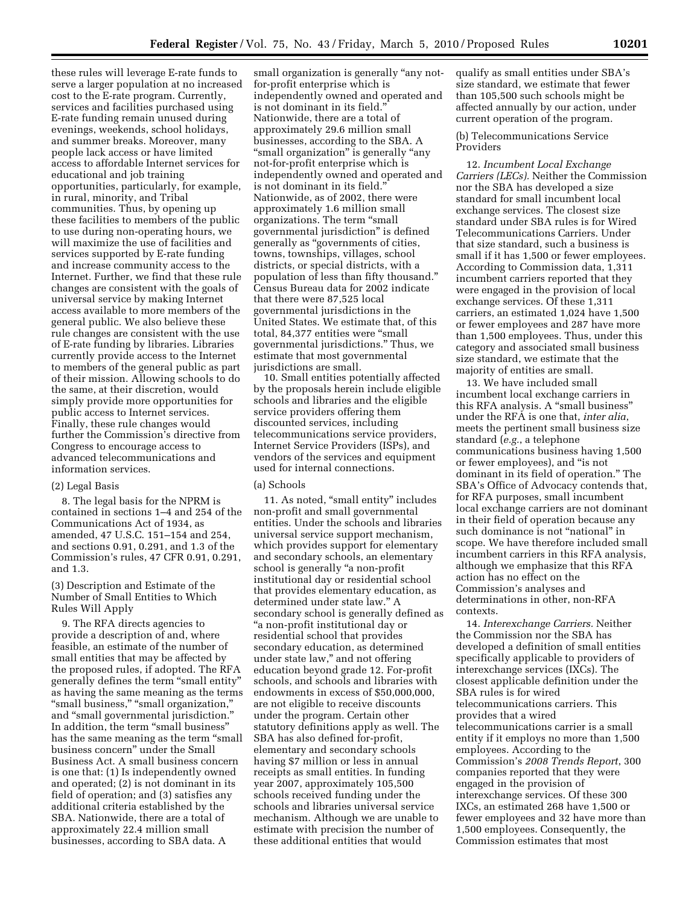these rules will leverage E-rate funds to serve a larger population at no increased cost to the E-rate program. Currently, services and facilities purchased using E-rate funding remain unused during evenings, weekends, school holidays, and summer breaks. Moreover, many people lack access or have limited access to affordable Internet services for educational and job training opportunities, particularly, for example, in rural, minority, and Tribal communities. Thus, by opening up these facilities to members of the public to use during non-operating hours, we will maximize the use of facilities and services supported by E-rate funding and increase community access to the Internet. Further, we find that these rule changes are consistent with the goals of universal service by making Internet access available to more members of the general public. We also believe these rule changes are consistent with the use of E-rate funding by libraries. Libraries currently provide access to the Internet to members of the general public as part of their mission. Allowing schools to do the same, at their discretion, would simply provide more opportunities for public access to Internet services. Finally, these rule changes would further the Commission's directive from Congress to encourage access to advanced telecommunications and information services.

(2) Legal Basis

8. The legal basis for the NPRM is contained in sections 1–4 and 254 of the Communications Act of 1934, as amended, 47 U.S.C. 151–154 and 254, and sections 0.91, 0.291, and 1.3 of the Commission's rules, 47 CFR 0.91, 0.291, and 1.3.

(3) Description and Estimate of the Number of Small Entities to Which Rules Will Apply

9. The RFA directs agencies to provide a description of and, where feasible, an estimate of the number of small entities that may be affected by the proposed rules, if adopted. The RFA generally defines the term "small entity" as having the same meaning as the terms "small business," "small organization," and "small governmental jurisdiction." In addition, the term "small business" has the same meaning as the term "small business concern" under the Small Business Act. A small business concern is one that: (1) Is independently owned and operated; (2) is not dominant in its field of operation; and (3) satisfies any additional criteria established by the SBA. Nationwide, there are a total of approximately 22.4 million small businesses, according to SBA data. A small organization is generally "any not-for-profit enterprise which is independently owned and operated and is not dominant in its field." Nationwide, there are a total of approximately 29.6 million small businesses, according to the SBA. A "small organization" is generally "any not-for-profit enterprise which is independently owned and operated and is not dominant in its field." Nationwide, as of 2002, there were approximately 1.6 million small organizations. The term "small governmental jurisdiction" is defined generally as "governments of cities, towns, townships, villages, school districts, or special districts, with a population of less than fifty thousand." Census Bureau data for 2002 indicate that there were 87,525 local governmental jurisdictions in the United States. We estimate that, of this total, 84,377 entities were "small governmental jurisdictions." Thus, we estimate that most governmental jurisdictions are small.

10. Small entities potentially affected by the proposals herein include eligible schools and libraries and the eligible service providers offering them discounted services, including telecommunications service providers, Internet Service Providers (ISPs), and vendors of the services and equipment used for internal connections.

(a) Schools

11. As noted, "small entity" includes non-profit and small governmental entities. Under the schools and libraries universal service support mechanism, which provides support for elementary and secondary schools, an elementary school is generally "a non-profit institutional day or residential school that provides elementary education, as determined under state law." A secondary school is generally defined as "a non-profit institutional day or residential school that provides secondary education, as determined under state law," and not offering education beyond grade 12. For-profit schools, and schools and libraries with endowments in excess of $50,000,000, are not eligible to receive discounts under the program. Certain other statutory definitions apply as well. The SBA has also defined for-profit, elementary and secondary schools having $7 million or less in annual receipts as small entities. In funding year 2007, approximately 105,500 schools received funding under the schools and libraries universal service mechanism. Although we are unable to estimate with precision the number of these additional entities that would qualify as small entities under SBA's size standard, we estimate that fewer than 105,500 such schools might be affected annually by our action, under current operation of the program.

(b) Telecommunications Service Providers

12. *Incumbent Local Exchange Carriers (LECs).* Neither the Commission nor the SBA has developed a size standard for small incumbent local exchange services. The closest size standard under SBA rules is for Wired Telecommunications Carriers. Under that size standard, such a business is small if it has 1,500 or fewer employees. According to Commission data, 1,311 incumbent carriers reported that they were engaged in the provision of local exchange services. Of these 1,311 carriers, an estimated 1,024 have 1,500 or fewer employees and 287 have more than 1,500 employees. Thus, under this category and associated small business size standard, we estimate that the majority of entities are small.

13. We have included small incumbent local exchange carriers in this RFA analysis. A "small business" under the RFA is one that, *inter alia*, meets the pertinent small business size standard (*e.g.*, a telephone communications business having 1,500 or fewer employees), and "is not dominant in its field of operation." The SBA's Office of Advocacy contends that, for RFA purposes, small incumbent local exchange carriers are not dominant in their field of operation because any such dominance is not "national" in scope. We have therefore included small incumbent carriers in this RFA analysis, although we emphasize that this RFA action has no effect on the Commission's analyses and determinations in other, non-RFA contexts.

14. *Interexchange Carriers.* Neither the Commission nor the SBA has developed a definition of small entities specifically applicable to providers of interexchange services (IXCs). The closest applicable definition under the SBA rules is for wired telecommunications carriers. This provides that a wired telecommunications carrier is a small entity if it employs no more than 1,500 employees. According to the Commission's *2008 Trends Report*, 300 companies reported that they were engaged in the provision of interexchange services. Of these 300 IXCs, an estimated 268 have 1,500 or fewer employees and 32 have more than 1,500 employees. Consequently, the Commission estimates that most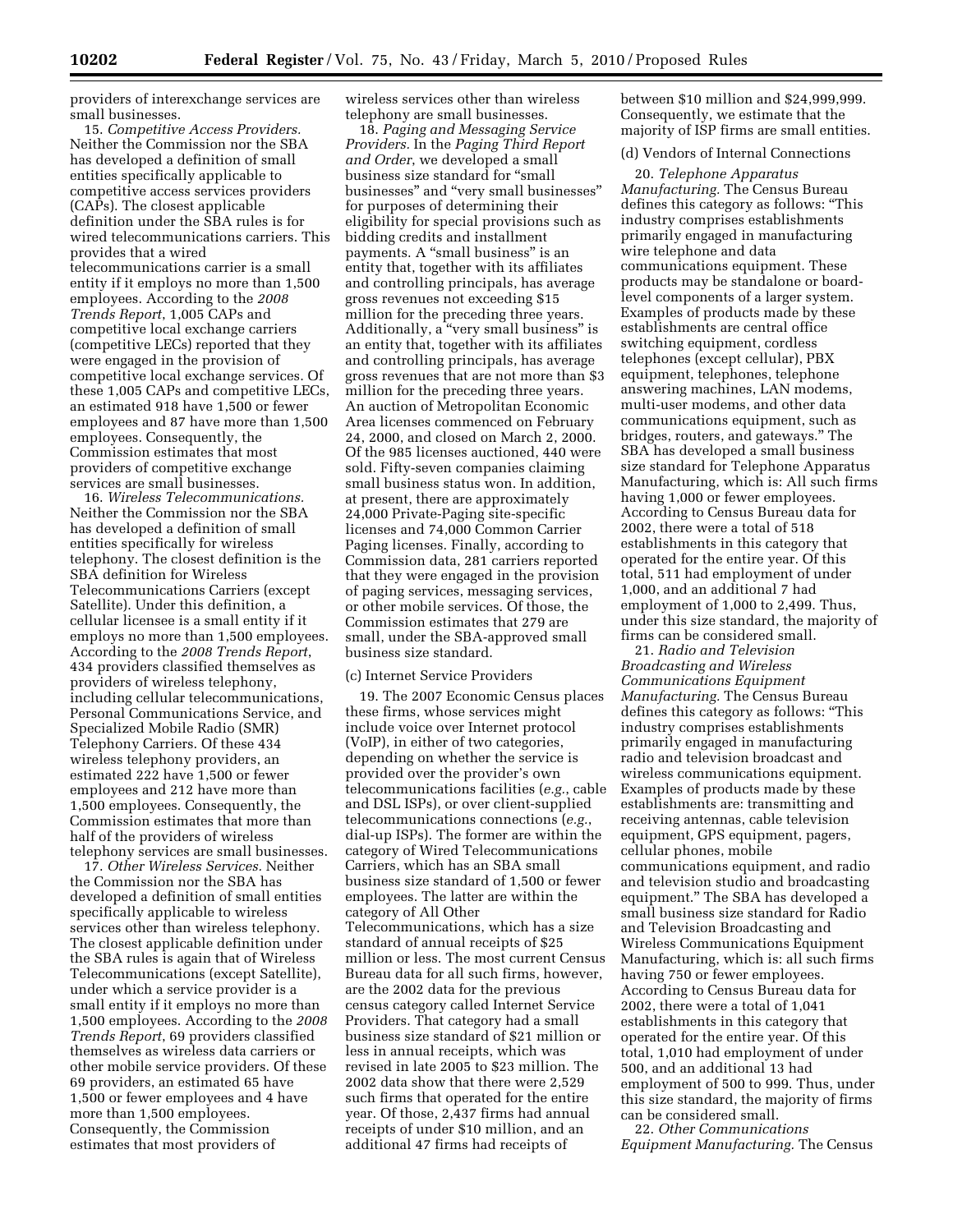providers of interexchange services are small businesses.

15. *Competitive Access Providers.* Neither the Commission nor the SBA has developed a definition of small entities specifically applicable to competitive access services providers (CAPs). The closest applicable definition under the SBA rules is for wired telecommunications carriers. This provides that a wired telecommunications carrier is a small entity if it employs no more than 1,500 employees. According to the *2008 Trends Report*, 1,005 CAPs and competitive local exchange carriers (competitive LECs) reported that they were engaged in the provision of competitive local exchange services. Of these 1,005 CAPs and competitive LECs, an estimated 918 have 1,500 or fewer employees and 87 have more than 1,500 employees. Consequently, the Commission estimates that most providers of competitive exchange services are small businesses.

16. *Wireless Telecommunications.* Neither the Commission nor the SBA has developed a definition of small entities specifically for wireless telephony. The closest definition is the SBA definition for Wireless Telecommunications Carriers (except Satellite). Under this definition, a cellular licensee is a small entity if it employs no more than 1,500 employees. According to the *2008 Trends Report*, 434 providers classified themselves as providers of wireless telephony, including cellular telecommunications, Personal Communications Service, and Specialized Mobile Radio (SMR) Telephony Carriers. Of these 434 wireless telephony providers, an estimated 222 have 1,500 or fewer employees and 212 have more than 1,500 employees. Consequently, the Commission estimates that more than half of the providers of wireless telephony services are small businesses.

17. *Other Wireless Services.* Neither the Commission nor the SBA has developed a definition of small entities specifically applicable to wireless services other than wireless telephony. The closest applicable definition under the SBA rules is again that of Wireless Telecommunications (except Satellite), under which a service provider is a small entity if it employs no more than 1,500 employees. According to the *2008 Trends Report*, 69 providers classified themselves as wireless data carriers or other mobile service providers. Of these 69 providers, an estimated 65 have 1,500 or fewer employees and 4 have more than 1,500 employees. Consequently, the Commission estimates that most providers of wireless services other than wireless telephony are small businesses.

18. *Paging and Messaging Service Providers.* In the *Paging Third Report and Order*, we developed a small business size standard for "small businesses" and "very small businesses" for purposes of determining their eligibility for special provisions such as bidding credits and installment payments. A "small business" is an entity that, together with its affiliates and controlling principals, has average gross revenues not exceeding $15 million for the preceding three years. Additionally, a "very small business" is an entity that, together with its affiliates and controlling principals, has average gross revenues that are not more than $3 million for the preceding three years. An auction of Metropolitan Economic Area licenses commenced on February 24, 2000, and closed on March 2, 2000. Of the 985 licenses auctioned, 440 were sold. Fifty-seven companies claiming small business status won. In addition, at present, there are approximately 24,000 Private-Paging site-specific licenses and 74,000 Common Carrier Paging licenses. Finally, according to Commission data, 281 carriers reported that they were engaged in the provision of paging services, messaging services, or other mobile services. Of those, the Commission estimates that 279 are small, under the SBA-approved small business size standard.

(c) Internet Service Providers

19. The 2007 Economic Census places these firms, whose services might include voice over Internet protocol (VoIP), in either of two categories, depending on whether the service is provided over the provider's own telecommunications facilities (*e.g.*, cable and DSL ISPs), or over client-supplied telecommunications connections (*e.g.*, dial-up ISPs). The former are within the category of Wired Telecommunications Carriers, which has an SBA small business size standard of 1,500 or fewer employees. The latter are within the category of All Other Telecommunications, which has a size standard of annual receipts of $25 million or less. The most current Census Bureau data for all such firms, however, are the 2002 data for the previous census category called Internet Service Providers. That category had a small business size standard of $21 million or less in annual receipts, which was revised in late 2005 to $23 million. The 2002 data show that there were 2,529 such firms that operated for the entire year. Of those, 2,437 firms had annual receipts of under $10 million, and an additional 47 firms had receipts of between $10 million and $24,999,999. Consequently, we estimate that the majority of ISP firms are small entities.

(d) Vendors of Internal Connections

20. *Telephone Apparatus Manufacturing.* The Census Bureau defines this category as follows: "This industry comprises establishments primarily engaged in manufacturing wire telephone and data communications equipment. These products may be standalone or board-level components of a larger system. Examples of products made by these establishments are central office switching equipment, cordless telephones (except cellular), PBX equipment, telephones, telephone answering machines, LAN modems, multi-user modems, and other data communications equipment, such as bridges, routers, and gateways." The SBA has developed a small business size standard for Telephone Apparatus Manufacturing, which is: All such firms having 1,000 or fewer employees. According to Census Bureau data for 2002, there were a total of 518 establishments in this category that operated for the entire year. Of this total, 511 had employment of under 1,000, and an additional 7 had employment of 1,000 to 2,499. Thus, under this size standard, the majority of firms can be considered small.

21. *Radio and Television Broadcasting and Wireless Communications Equipment Manufacturing.* The Census Bureau defines this category as follows: "This industry comprises establishments primarily engaged in manufacturing radio and television broadcast and wireless communications equipment. Examples of products made by these establishments are: transmitting and receiving antennas, cable television equipment, GPS equipment, pagers, cellular phones, mobile communications equipment, and radio and television studio and broadcasting equipment." The SBA has developed a small business size standard for Radio and Television Broadcasting and Wireless Communications Equipment Manufacturing, which is: all such firms having 750 or fewer employees. According to Census Bureau data for 2002, there were a total of 1,041 establishments in this category that operated for the entire year. Of this total, 1,010 had employment of under 500, and an additional 13 had employment of 500 to 999. Thus, under this size standard, the majority of firms can be considered small.

22. *Other Communications Equipment Manufacturing.* The Census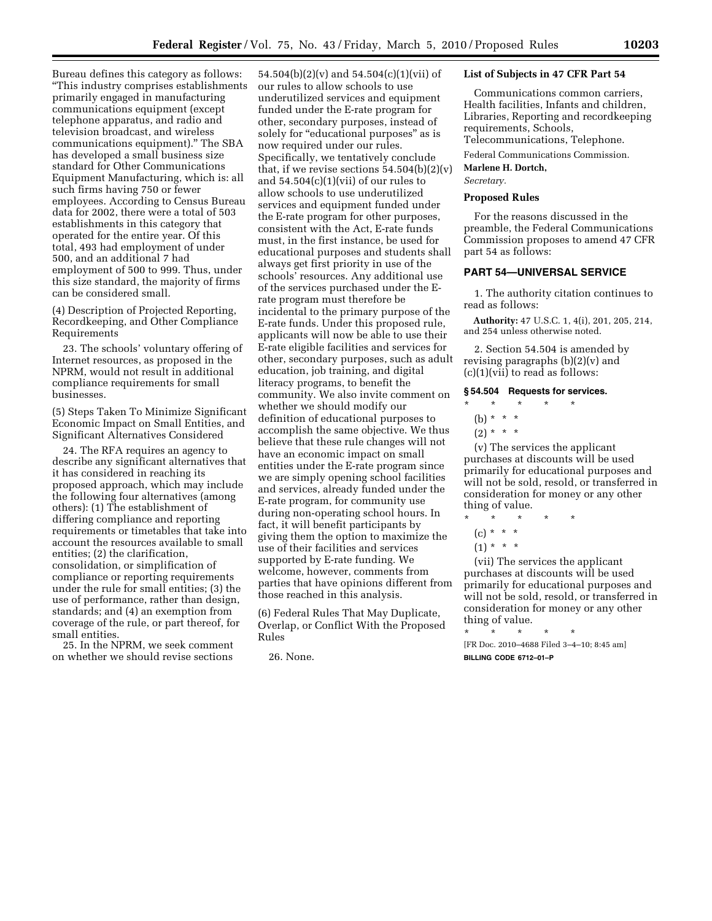Bureau defines this category as follows: "This industry comprises establishments primarily engaged in manufacturing communications equipment (except telephone apparatus, and radio and television broadcast, and wireless communications equipment)." The SBA has developed a small business size standard for Other Communications Equipment Manufacturing, which is: all such firms having 750 or fewer employees. According to Census Bureau data for 2002, there were a total of 503 establishments in this category that operated for the entire year. Of this total, 493 had employment of under 500, and an additional 7 had employment of 500 to 999. Thus, under this size standard, the majority of firms can be considered small.

(4) Description of Projected Reporting, Recordkeeping, and Other Compliance Requirements

23. The schools' voluntary offering of Internet resources, as proposed in the NPRM, would not result in additional compliance requirements for small businesses.

(5) Steps Taken To Minimize Significant Economic Impact on Small Entities, and Significant Alternatives Considered

24. The RFA requires an agency to describe any significant alternatives that it has considered in reaching its proposed approach, which may include the following four alternatives (among others): (1) The establishment of differing compliance and reporting requirements or timetables that take into account the resources available to small entities; (2) the clarification, consolidation, or simplification of compliance or reporting requirements under the rule for small entities; (3) the use of performance, rather than design, standards; and (4) an exemption from coverage of the rule, or part thereof, for small entities.

25. In the NPRM, we seek comment on whether we should revise sections 54.504(b)(2)(v) and 54.504(c)(1)(vii) of our rules to allow schools to use underutilized services and equipment funded under the E-rate program for other, secondary purposes, instead of solely for "educational purposes" as is now required under our rules. Specifically, we tentatively conclude that, if we revise sections 54.504(b)(2)(v) and 54.504(c)(1)(vii) of our rules to allow schools to use underutilized services and equipment funded under the E-rate program for other purposes, consistent with the Act, E-rate funds must, in the first instance, be used for educational purposes and students shall always get first priority in use of the schools' resources. Any additional use of the services purchased under the E-rate program must therefore be incidental to the primary purpose of the E-rate funds. Under this proposed rule, applicants will now be able to use their E-rate eligible facilities and services for other, secondary purposes, such as adult education, job training, and digital literacy programs, to benefit the community. We also invite comment on whether we should modify our definition of educational purposes to accomplish the same objective. We thus believe that these rule changes will not have an economic impact on small entities under the E-rate program since we are simply opening school facilities and services, already funded under the E-rate program, for community use during non-operating school hours. In fact, it will benefit participants by giving them the option to maximize the use of their facilities and services supported by E-rate funding. We welcome, however, comments from parties that have opinions different from those reached in this analysis.

(6) Federal Rules That May Duplicate, Overlap, or Conflict With the Proposed Rules

26. None.

**List of Subjects in 47 CFR Part 54**

Communications common carriers, Health facilities, Infants and children, Libraries, Reporting and recordkeeping requirements, Schools, Telecommunications, Telephone.

Federal Communications Commission.

**Marlene H. Dortch,**

*Secretary.*

**Proposed Rules**

For the reasons discussed in the preamble, the Federal Communications Commission proposes to amend 47 CFR part 54 as follows:

## PART 54—UNIVERSAL SERVICE

1. The authority citation continues to read as follows:

**Authority:** 47 U.S.C. 1, 4(i), 201, 205, 214, and 254 unless otherwise noted.

2. Section 54.504 is amended by revising paragraphs (b)(2)(v) and (c)(1)(vii) to read as follows:

### § 54.504 Requests for services.

\* \* \* \* \*

(b) \* \* \*

(2) \* \* \*

(v) The services the applicant purchases at discounts will be used primarily for educational purposes and will not be sold, resold, or transferred in consideration for money or any other thing of value.

\* \* \* \* \*

(c) \* \* \*

(1) \* \* \*

(vii) The services the applicant purchases at discounts will be used primarily for educational purposes and will not be sold, resold, or transferred in consideration for money or any other thing of value.

\* \* \* \* \*

[FR Doc. 2010–4688 Filed 3–4–10; 8:45 am]

**BILLING CODE 6712–01–P**